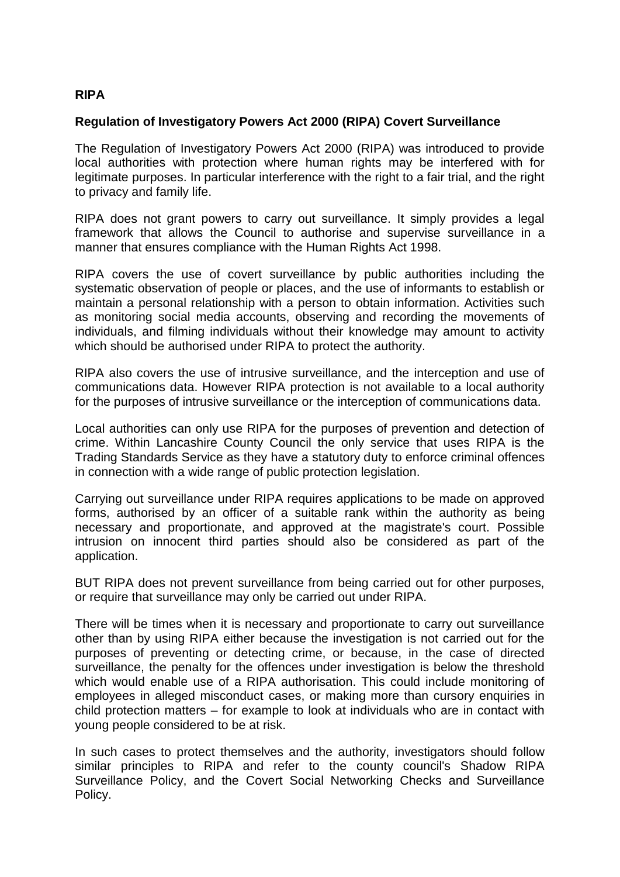# RIPA

## Regulation of Investigatory Powers Act 2000 (RIPA) Covert Surveillance

The Regulation of Investigatory Powers Act 2000 (RIPA) was introduced to provide local authorities with protection where human rights may be interfered with for legitimate purposes. In particular interference with the right to a fair trial, and the right to privacy and family life.

RIPA does not grant powers to carry out surveillance. It simply provides a legal framework that allows the Council to authorise and supervise surveillance in a manner that ensures compliance with the Human Rights Act 1998.

RIPA covers the use of covert surveillance by public authorities including the systematic observation of people or places, and the use of informants to establish or maintain a personal relationship with a person to obtain information. Activities such as monitoring social media accounts, observing and recording the movements of individuals, and filming individuals without their knowledge may amount to activity which should be authorised under RIPA to protect the authority.

RIPA also covers the use of intrusive surveillance, and the interception and use of communications data. However RIPA protection is not available to a local authority for the purposes of intrusive surveillance or the interception of communications data.

Local authorities can only use RIPA for the purposes of prevention and detection of crime. Within Lancashire County Council the only service that uses RIPA is the Trading Standards Service as they have a statutory duty to enforce criminal offences in connection with a wide range of public protection legislation.

Carrying out surveillance under RIPA requires applications to be made on approved forms, authorised by an officer of a suitable rank within the authority as being necessary and proportionate, and approved at the magistrate's court. Possible intrusion on innocent third parties should also be considered as part of the application.

BUT RIPA does not prevent surveillance from being carried out for other purposes, or require that surveillance may only be carried out under RIPA.

There will be times when it is necessary and proportionate to carry out surveillance other than by using RIPA either because the investigation is not carried out for the purposes of preventing or detecting crime, or because, in the case of directed surveillance, the penalty for the offences under investigation is below the threshold which would enable use of a RIPA authorisation. This could include monitoring of employees in alleged misconduct cases, or making more than cursory enquiries in child protection matters – for example to look at individuals who are in contact with young people considered to be at risk.

In such cases to protect themselves and the authority, investigators should follow similar principles to RIPA and refer to the county council's Shadow RIPA Surveillance Policy, and the Covert Social Networking Checks and Surveillance Policy.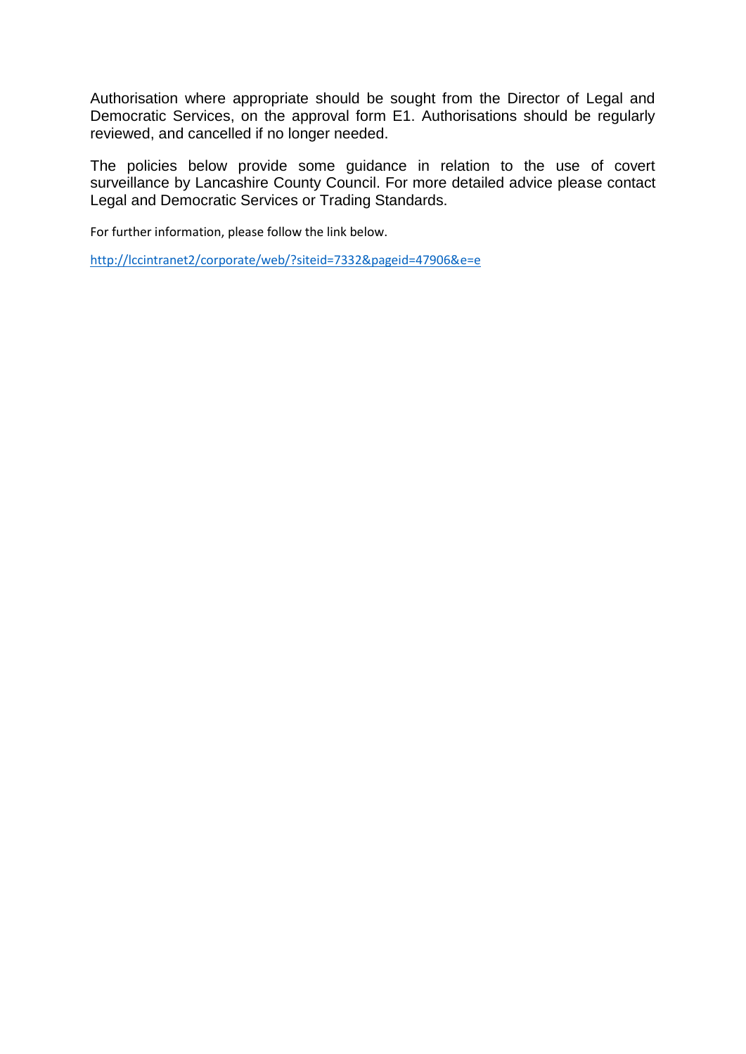Authorisation where appropriate should be sought from the Director of Legal and Democratic Services, on the approval form E1. Authorisations should be regularly reviewed, and cancelled if no longer needed.

The policies below provide some guidance in relation to the use of covert surveillance by Lancashire County Council. For more detailed advice please contact Legal and Democratic Services or Trading Standards.

For further information, please follow the link below.

http://lccintranet2/corporate/web/?siteid=7332&pageid=47906&e=e